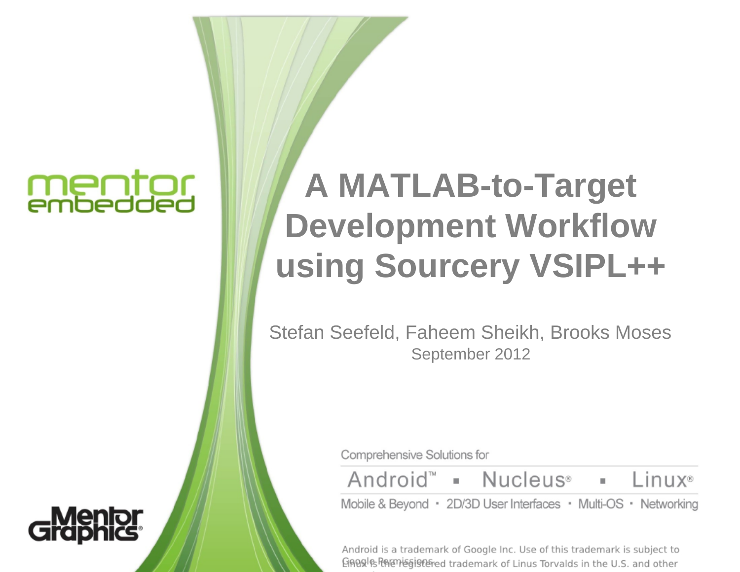mentor embedded

# A MATLAB-to-Target Development Workflow using Sourcery VSIPL++

Stefan Seefeld, Faheem Sheikh, Brooks Moses

September 2012

Comprehensive Solutions for

Android™ ▪ Nucleus® ▪ Linux®

Mobile & Beyond · 2D/3D User Interfaces · Multi-OS · Networking

Android is a trademark of Google Inc. Use of this trademark is subject to Google Permissions.

Linux is the registered trademark of Linus Torvalds in the U.S. and other countries.

Mentor Graphics®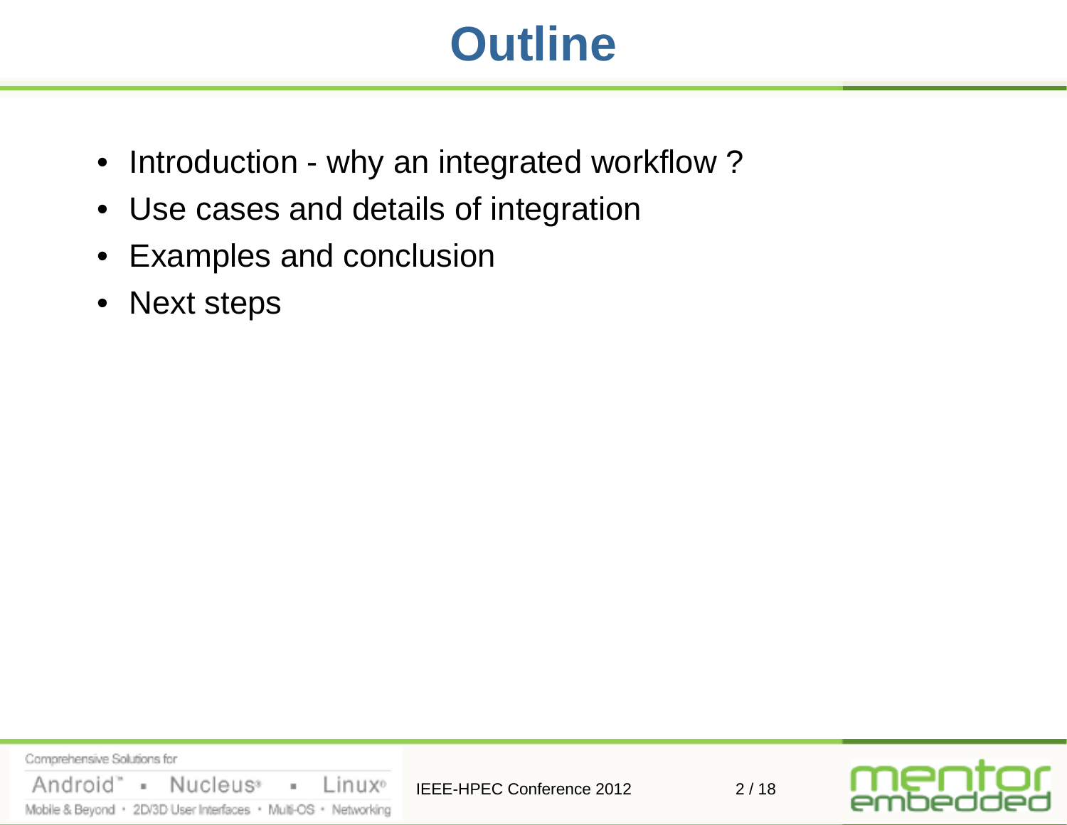# Outline

- Introduction - why an integrated workflow ?
- Use cases and details of integration
- Examples and conclusion
- Next steps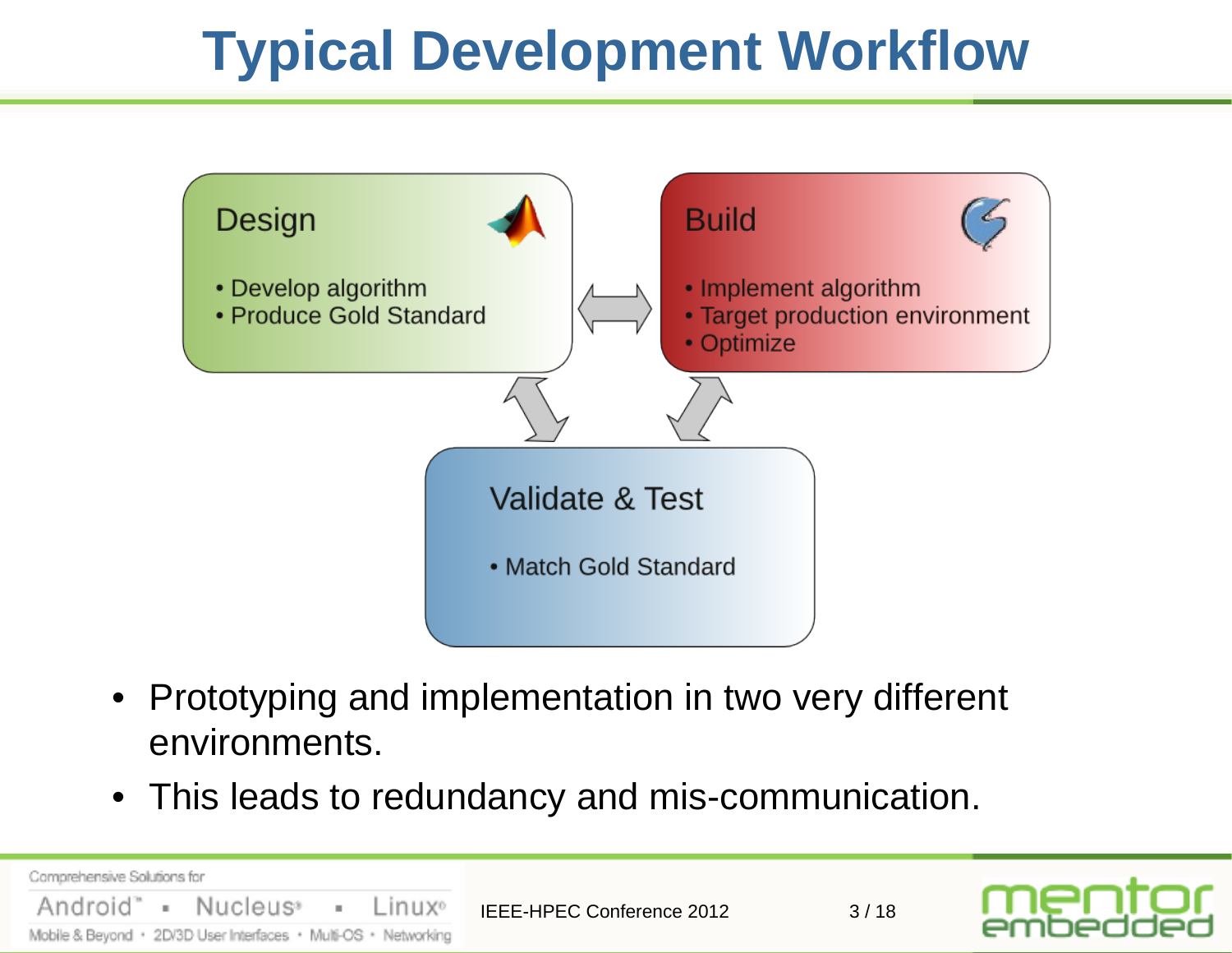# Typical Development Workflow

**Design**

- Develop algorithm
- Produce Gold Standard

**Build**

- Implement algorithm
- Target production environment
- Optimize

**Validate & Test**

- Match Gold Standard

- Prototyping and implementation in two very different environments.
- This leads to redundancy and mis-communication.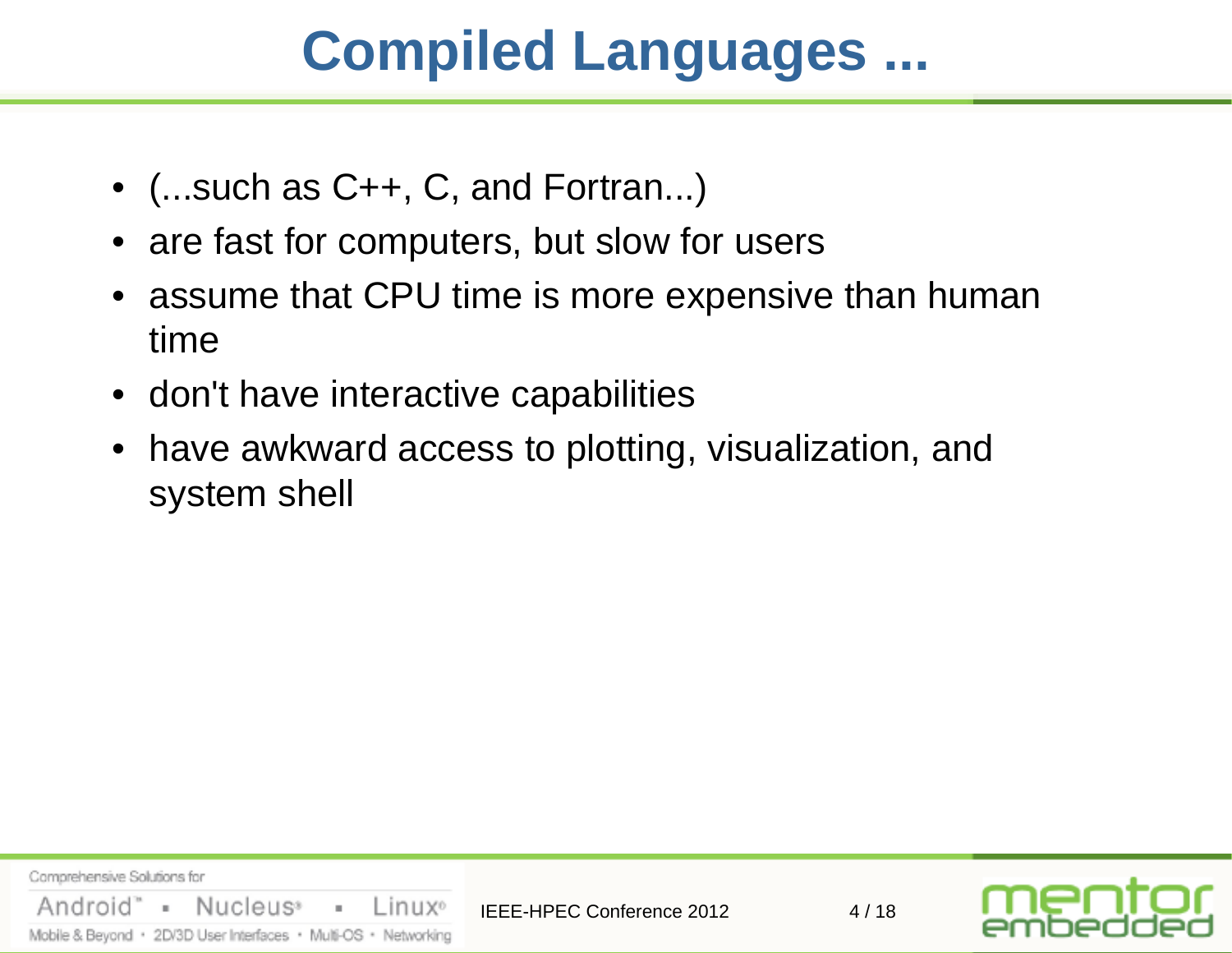# Compiled Languages ...

- (...such as C++, C, and Fortran...)
- are fast for computers, but slow for users
- assume that CPU time is more expensive than human time
- don't have interactive capabilities
- have awkward access to plotting, visualization, and system shell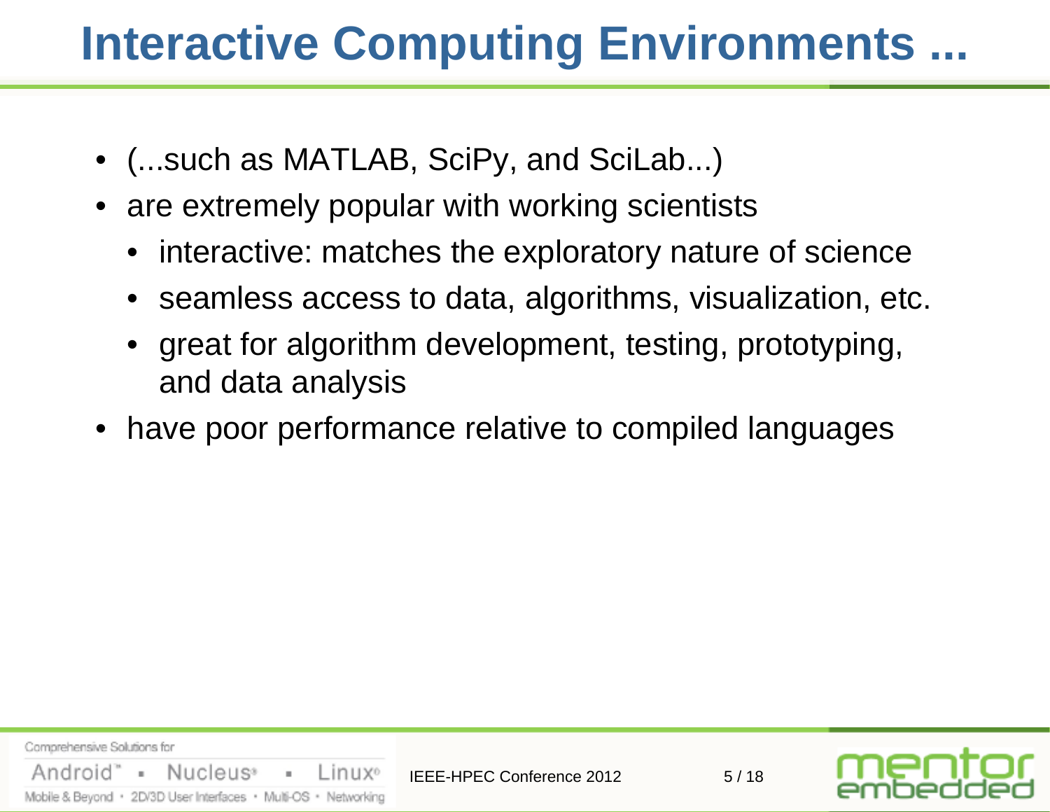# Interactive Computing Environments ...

- (...such as MATLAB, SciPy, and SciLab...)
- are extremely popular with working scientists
  - interactive: matches the exploratory nature of science
  - seamless access to data, algorithms, visualization, etc.
  - great for algorithm development, testing, prototyping, and data analysis
- have poor performance relative to compiled languages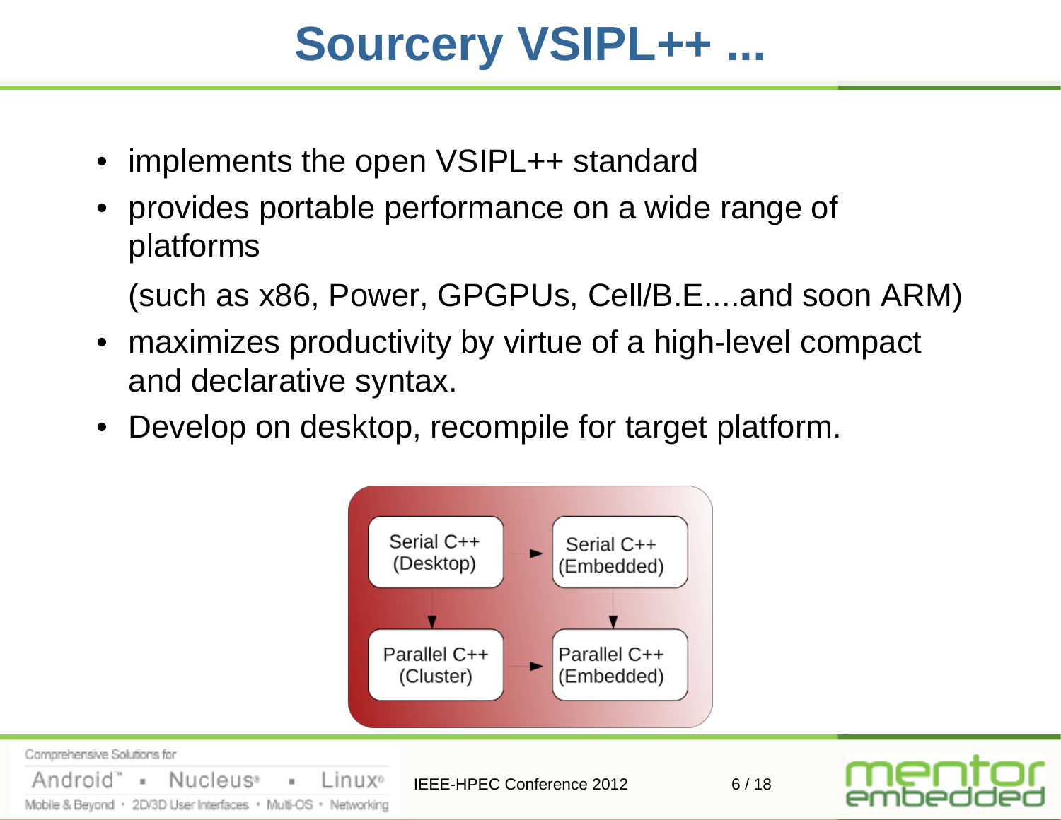# Sourcery VSIPL++ ...

- implements the open VSIPL++ standard
- provides portable performance on a wide range of platforms

  (such as x86, Power, GPGPUs, Cell/B.E....and soon ARM)
- maximizes productivity by virtue of a high-level compact and declarative syntax.
- Develop on desktop, recompile for target platform.

Serial C++ (Desktop) → Serial C++ (Embedded)

Serial C++ (Desktop) ↓ Parallel C++ (Cluster)

Serial C++ (Embedded) ↓ Parallel C++ (Embedded)

Parallel C++ (Cluster) → Parallel C++ (Embedded)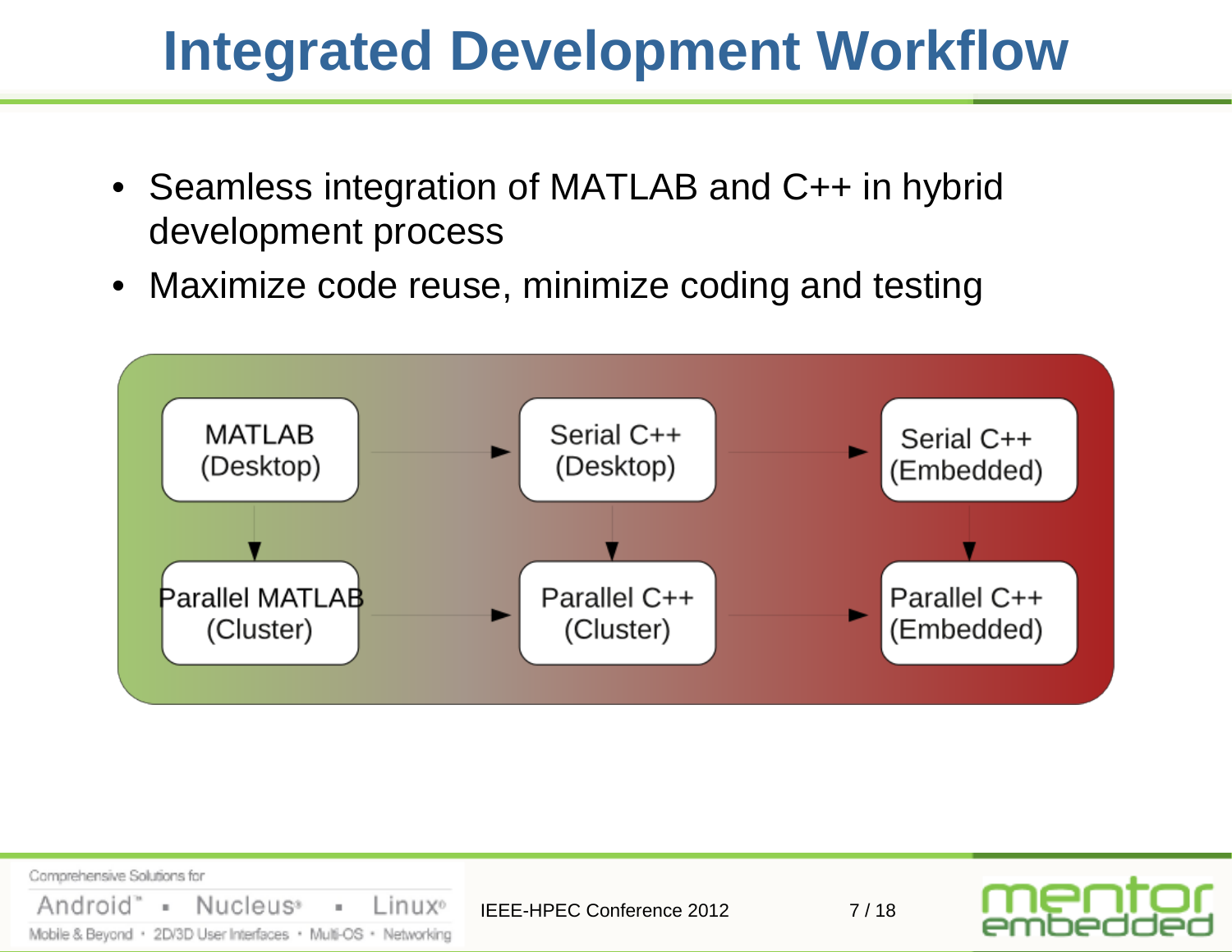# Integrated Development Workflow

- Seamless integration of MATLAB and C++ in hybrid development process
- Maximize code reuse, minimize coding and testing

MATLAB (Desktop) → Serial C++ (Desktop) → Serial C++ (Embedded)

Parallel MATLAB (Cluster) → Parallel C++ (Cluster) → Parallel C++ (Embedded)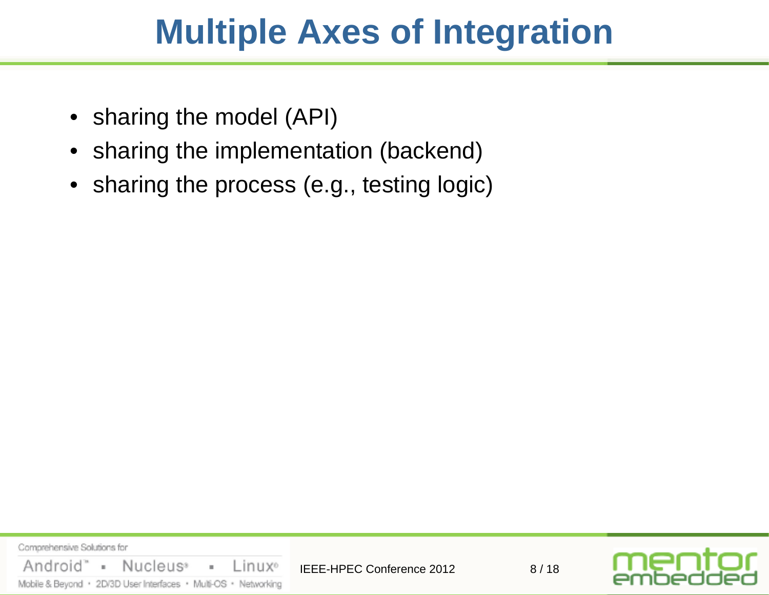# Multiple Axes of Integration

- sharing the model (API)
- sharing the implementation (backend)
- sharing the process (e.g., testing logic)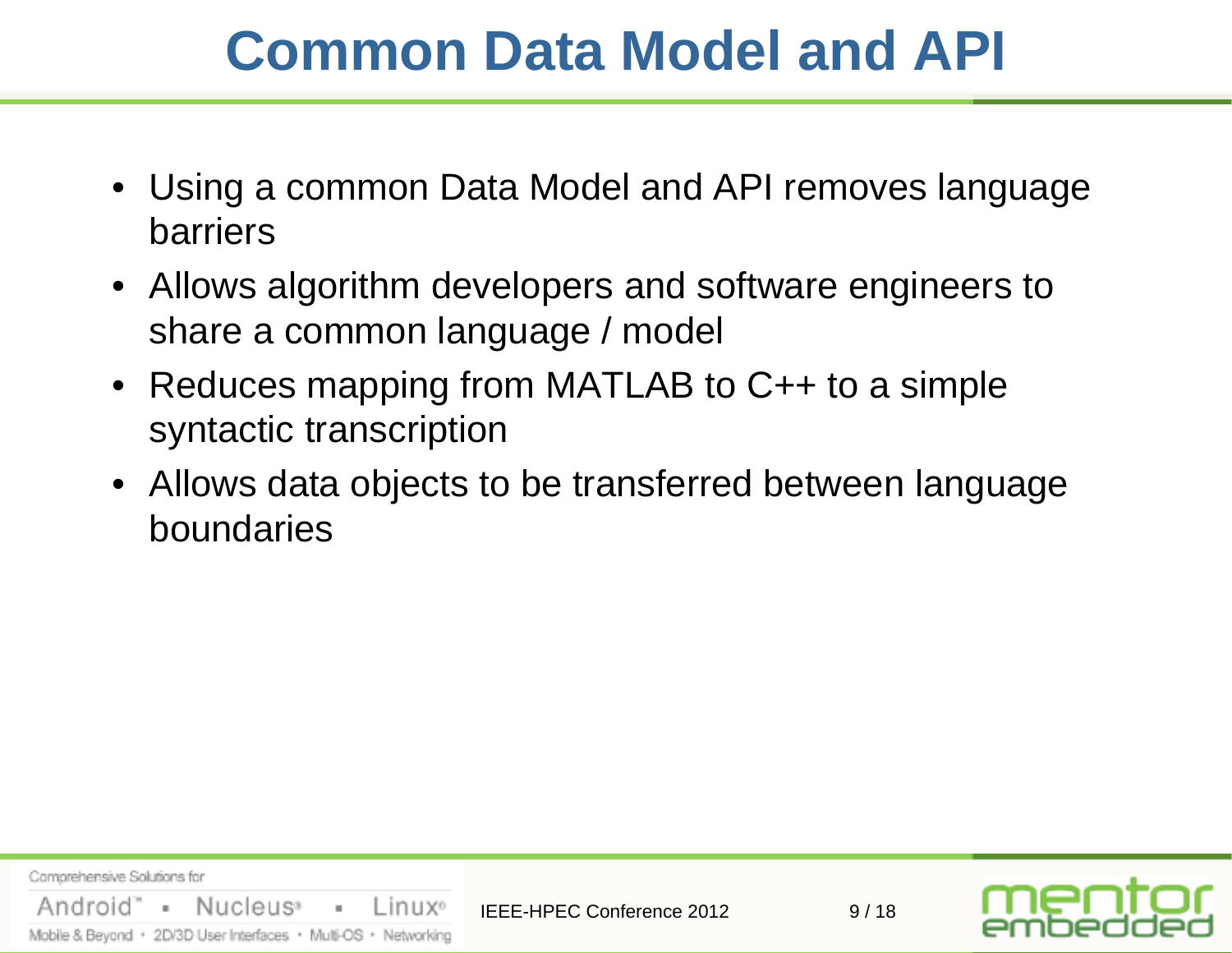# Common Data Model and API

- Using a common Data Model and API removes language barriers
- Allows algorithm developers and software engineers to share a common language / model
- Reduces mapping from MATLAB to C++ to a simple syntactic transcription
- Allows data objects to be transferred between language boundaries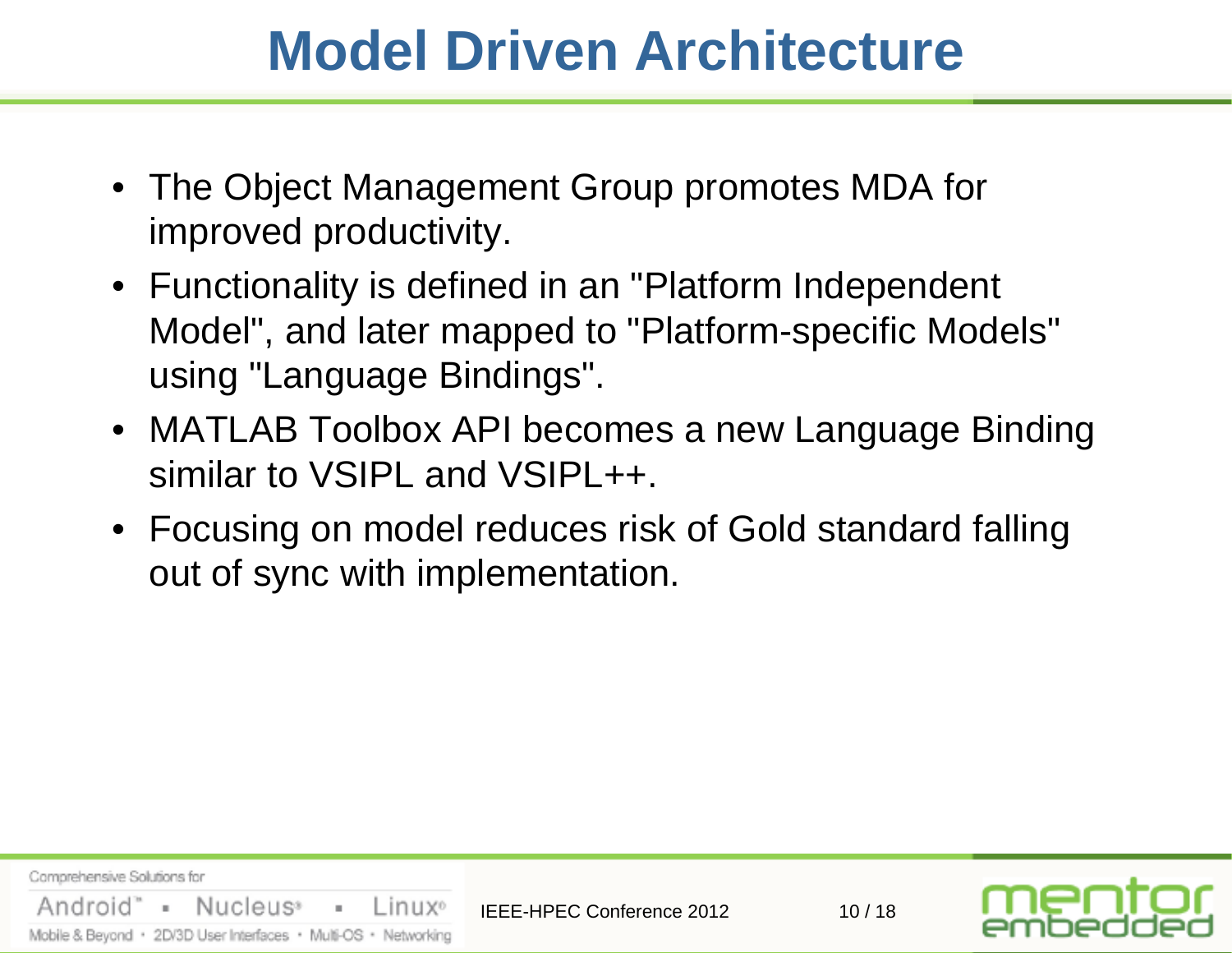# Model Driven Architecture

- The Object Management Group promotes MDA for improved productivity.
- Functionality is defined in an "Platform Independent Model", and later mapped to "Platform-specific Models" using "Language Bindings".
- MATLAB Toolbox API becomes a new Language Binding similar to VSIPL and VSIPL++.
- Focusing on model reduces risk of Gold standard falling out of sync with implementation.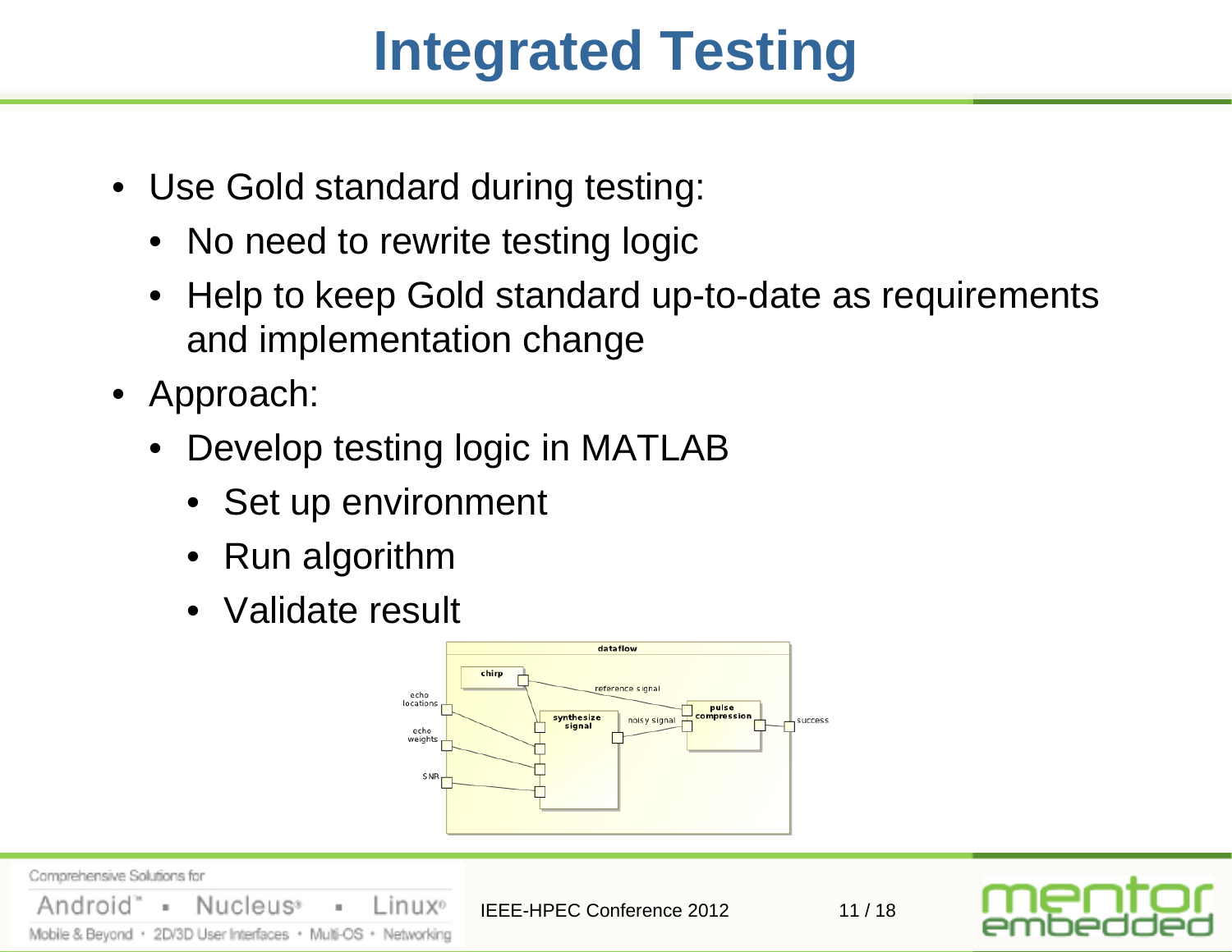# Integrated Testing

- Use Gold standard during testing:
  - No need to rewrite testing logic
  - Help to keep Gold standard up-to-date as requirements and implementation change
- Approach:
  - Develop testing logic in MATLAB
    - Set up environment
    - Run algorithm
    - Validate result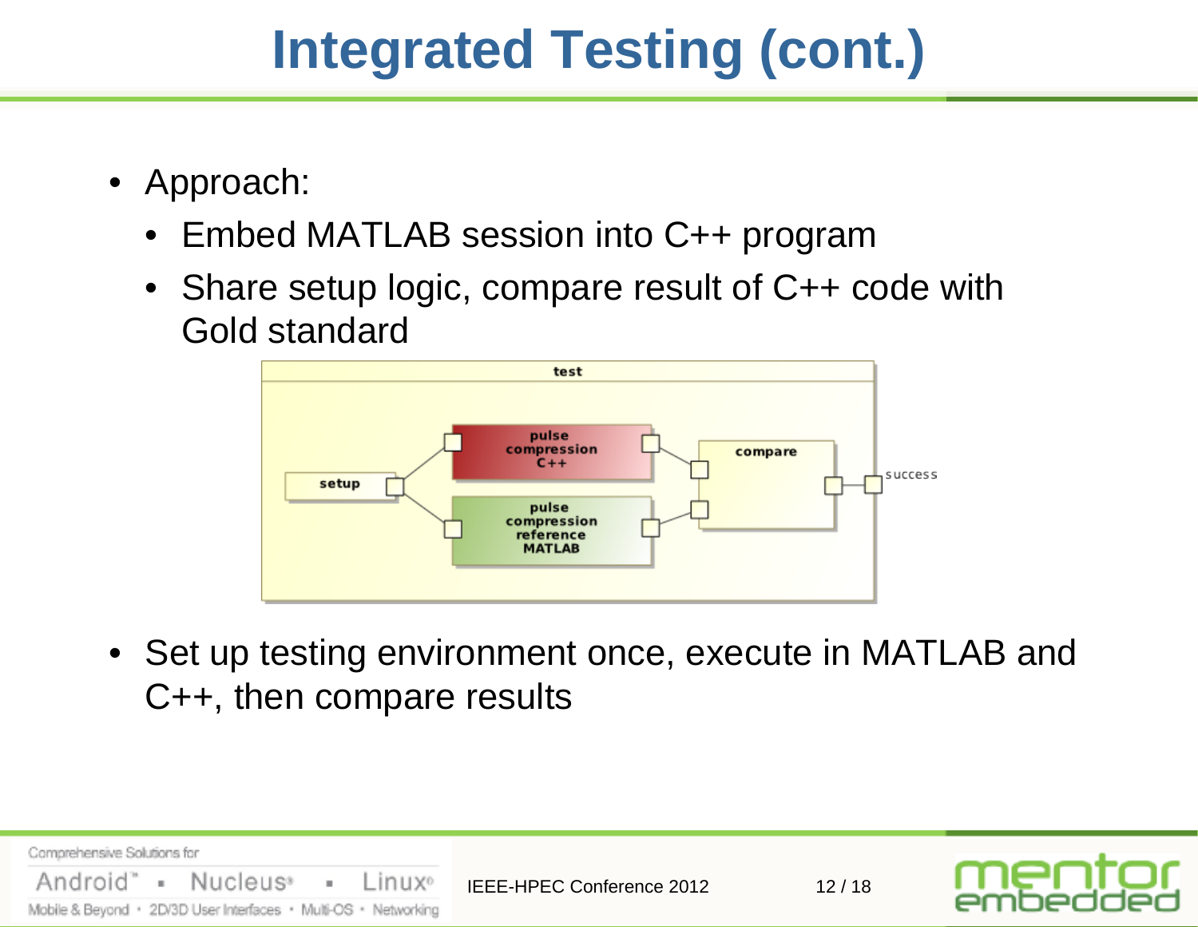# Integrated Testing (cont.)

- Approach:
  - Embed MATLAB session into C++ program
  - Share setup logic, compare result of C++ code with Gold standard

- Set up testing environment once, execute in MATLAB and C++, then compare results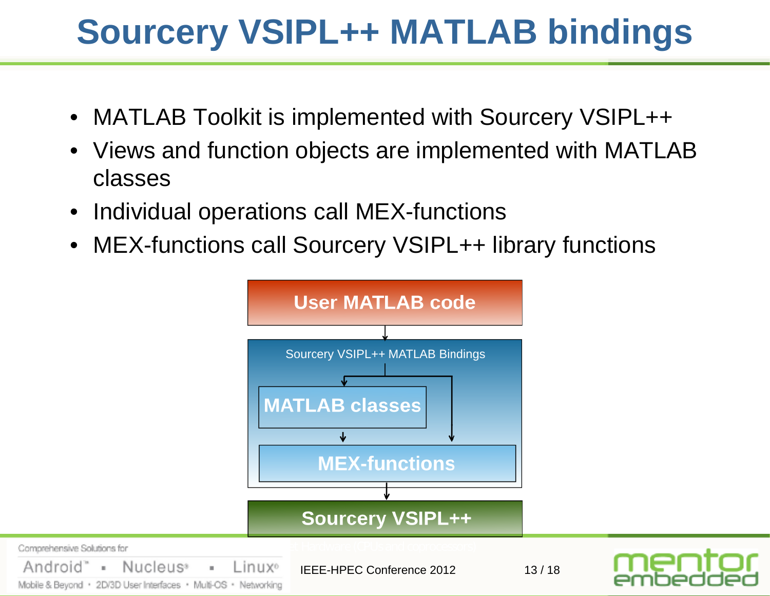# Sourcery VSIPL++ MATLAB bindings

- MATLAB Toolkit is implemented with Sourcery VSIPL++
- Views and function objects are implemented with MATLAB classes
- Individual operations call MEX-functions
- MEX-functions call Sourcery VSIPL++ library functions

User MATLAB code

Sourcery VSIPL++ MATLAB Bindings

MATLAB classes

MEX-functions

Sourcery VSIPL++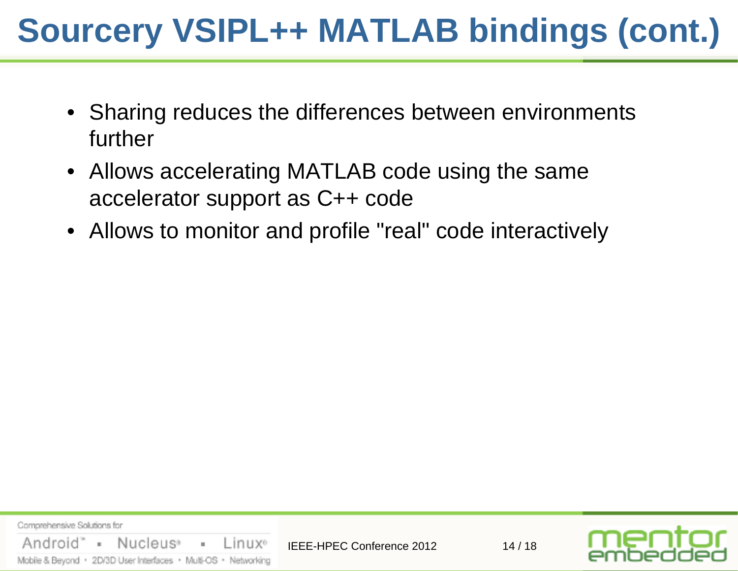# Sourcery VSIPL++ MATLAB bindings (cont.)

- Sharing reduces the differences between environments further
- Allows accelerating MATLAB code using the same accelerator support as C++ code
- Allows to monitor and profile "real" code interactively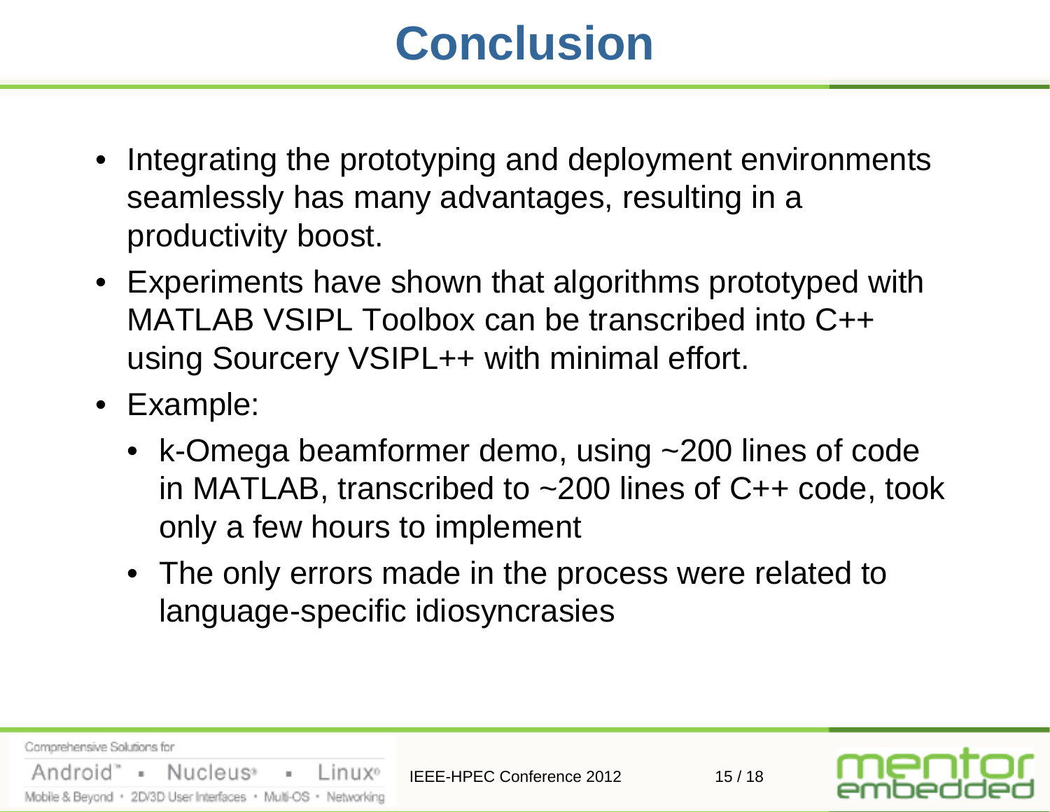# Conclusion

- Integrating the prototyping and deployment environments seamlessly has many advantages, resulting in a productivity boost.
- Experiments have shown that algorithms prototyped with MATLAB VSIPL Toolbox can be transcribed into C++ using Sourcery VSIPL++ with minimal effort.
- Example:
  - k-Omega beamformer demo, using ~200 lines of code in MATLAB, transcribed to ~200 lines of C++ code, took only a few hours to implement
  - The only errors made in the process were related to language-specific idiosyncrasies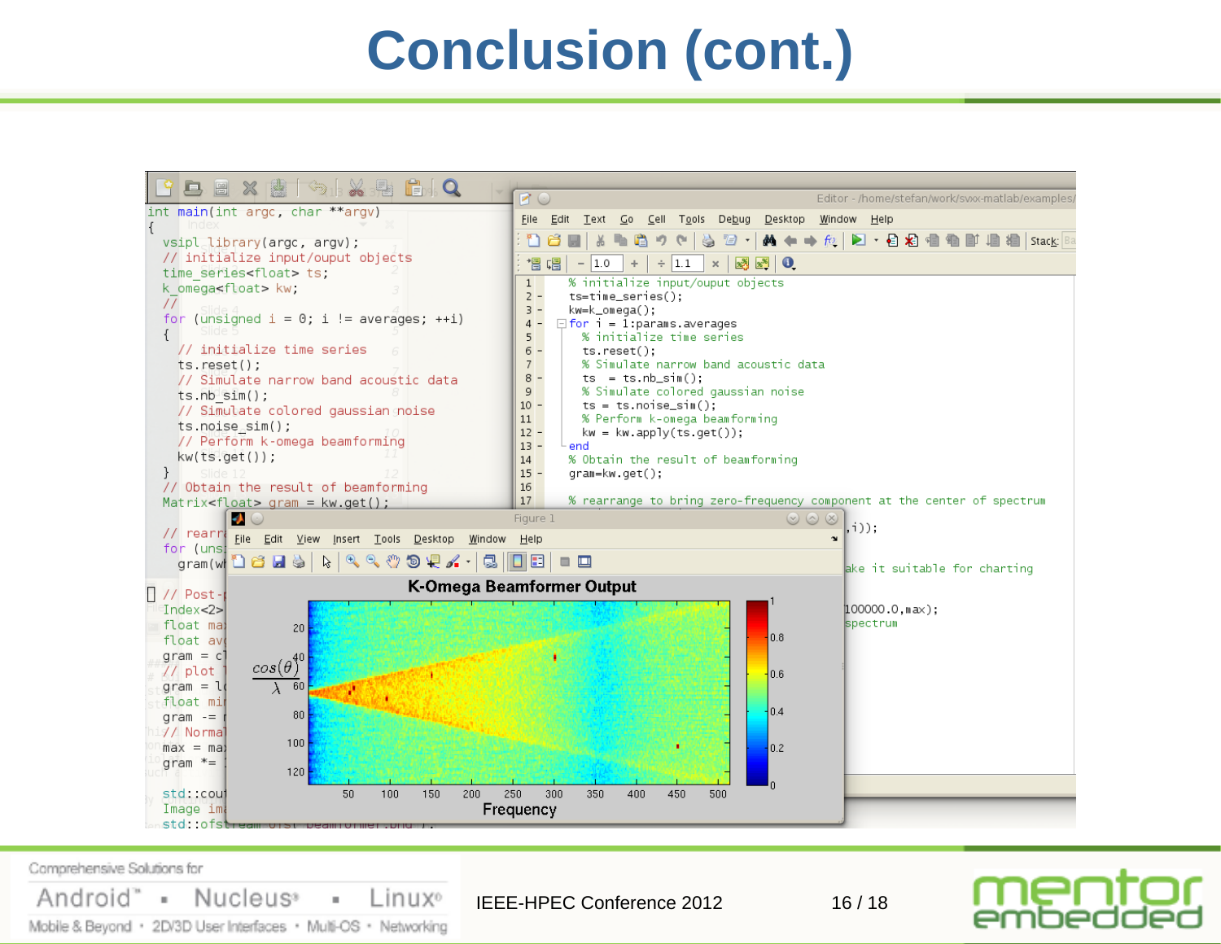# Conclusion (cont.)

```
int main(int argc, char **argv)
{
  vsipl library(argc, argv);
  // initialize input/ouput objects
  time_series<float> ts;
  k_omega<float> kw;
  //
  for (unsigned i = 0; i != averages; ++i)
  {
    // initialize time series
    ts.reset();
    // Simulate narrow band acoustic data
    ts.nb_sim();
    // Simulate colored gaussian noise
    ts.noise_sim();
    // Perform k-omega beamforming
    kw(ts.get());
  }
  // Obtain the result of beamforming
  Matrix<float> gram = kw.get();
```

```
% initialize input/ouput objects
ts=time_series();
kw=k_omega();
for i = 1:params.averages
  % initialize time series
  ts.reset();
  % Simulate narrow band acoustic data
  ts  = ts.nb_sim();
  % Simulate colored gaussian noise
  ts  = ts.noise_sim();
  % Perform k-omega beamforming
  kw = kw.apply(ts.get());
end
% Obtain the result of beamforming
gram=kw.get();

% rearrange to bring zero-frequency component at the center of spectrum
```

K-Omega Beamformer Output

IEEE-HPEC Conference 2012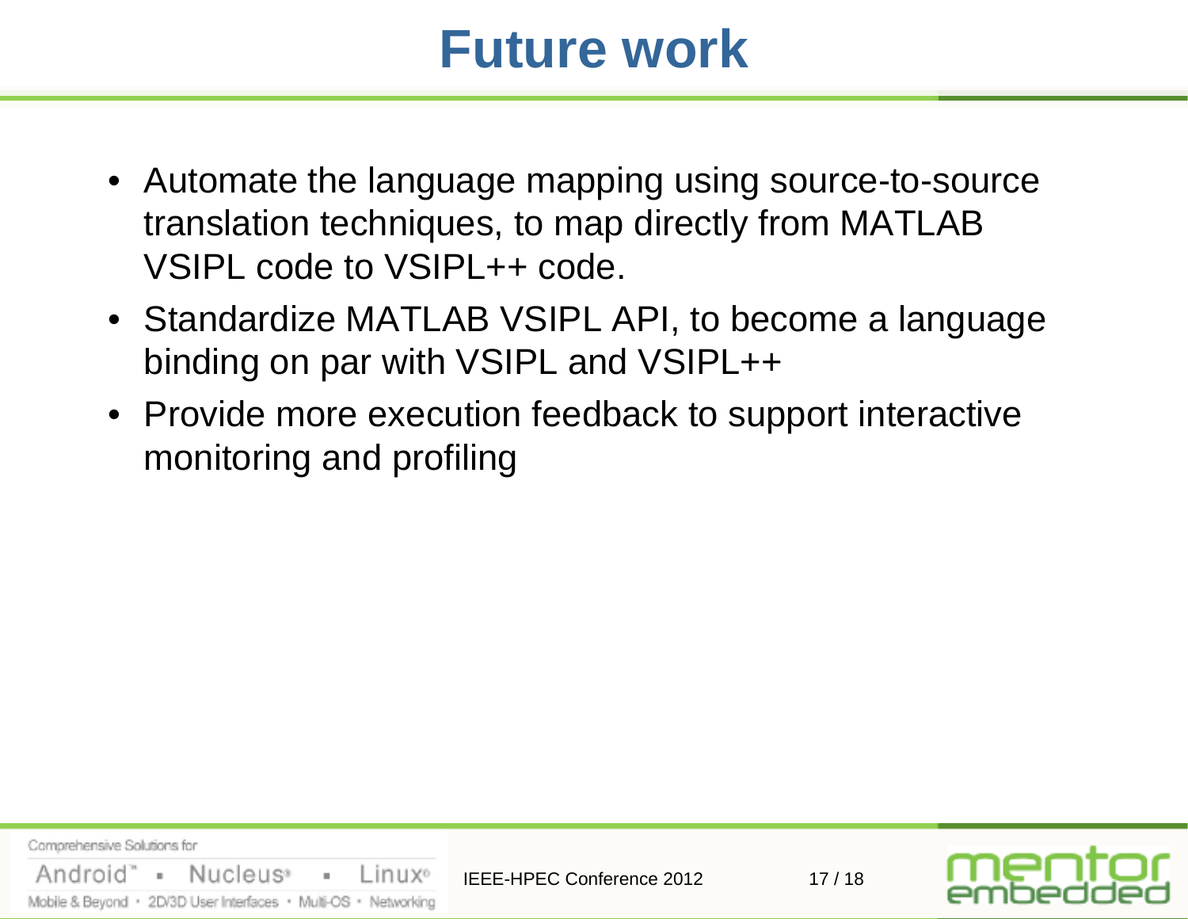# Future work

- Automate the language mapping using source-to-source translation techniques, to map directly from MATLAB VSIPL code to VSIPL++ code.
- Standardize MATLAB VSIPL API, to become a language binding on par with VSIPL and VSIPL++
- Provide more execution feedback to support interactive monitoring and profiling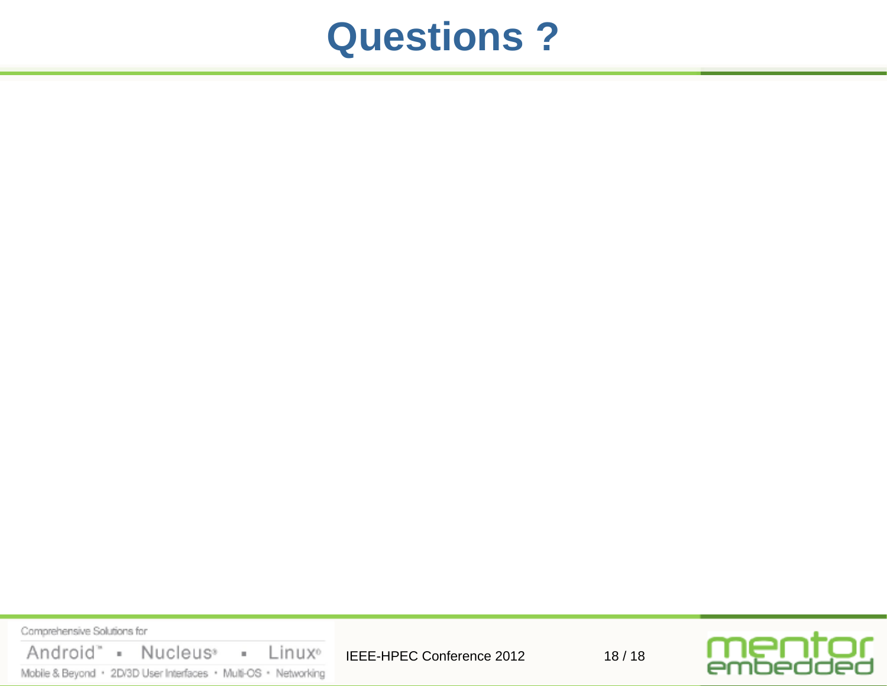# Questions ?